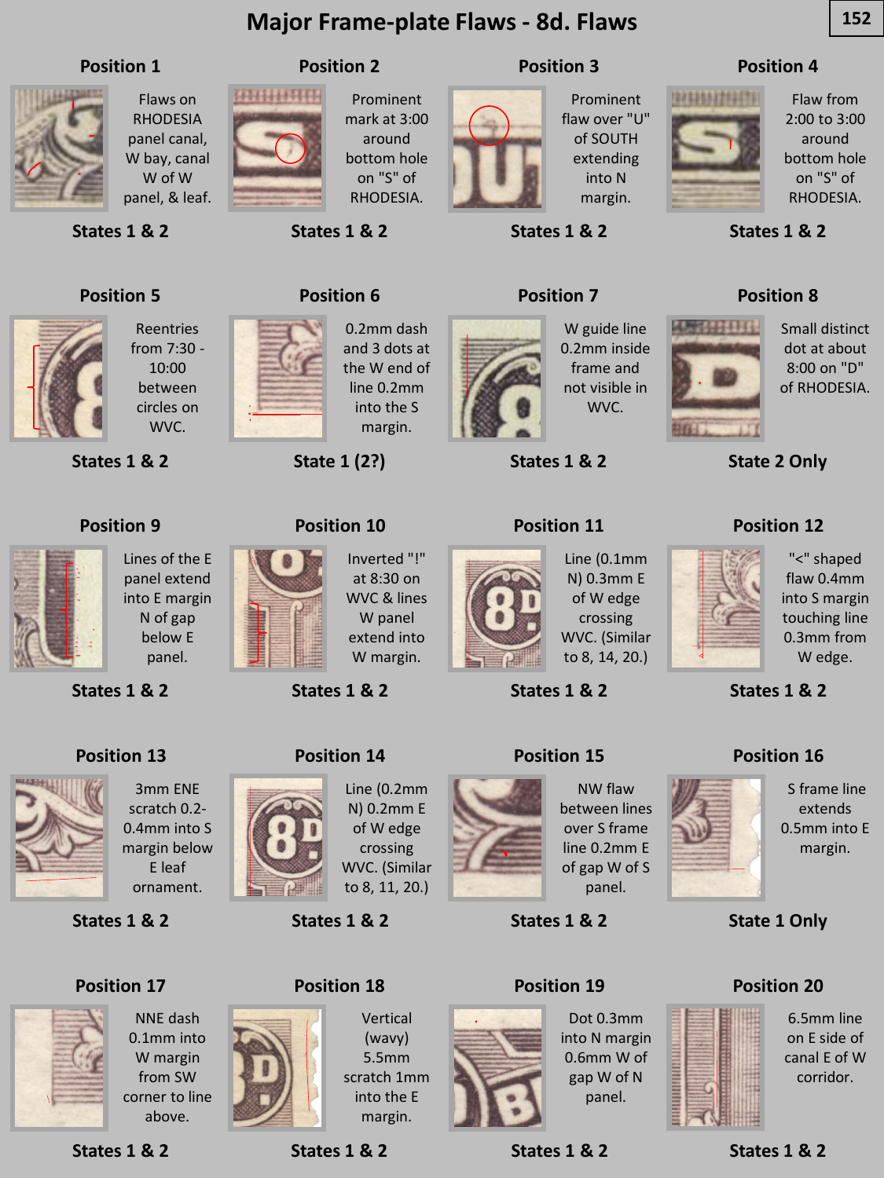# Major Frame-plate Flaws - 8d. Flaws

### Position 1

Flaws on RHODESIA panel canal, W bay, canal W of W panel, & leaf.

**States 1 & 2**

### Position 2

Prominent mark at 3:00 around bottom hole on "S" of RHODESIA.

**States 1 & 2**

### Position 3

Prominent flaw over "U" of SOUTH extending into N margin.

**States 1 & 2**

### Position 4

Flaw from 2:00 to 3:00 around bottom hole on "S" of RHODESIA.

**States 1 & 2**

### Position 5

Reentries from 7:30 - 10:00 between circles on WVC.

**States 1 & 2**

### Position 6

0.2mm dash and 3 dots at the W end of line 0.2mm into the S margin.

**State 1 (2?)**

### Position 7

W guide line 0.2mm inside frame and not visible in WVC.

**States 1 & 2**

### Position 8

Small distinct dot at about 8:00 on "D" of RHODESIA.

**State 2 Only**

### Position 9

Lines of the E panel extend into E margin N of gap below E panel.

**States 1 & 2**

### Position 10

Inverted "!" at 8:30 on WVC & lines W panel extend into W margin.

**States 1 & 2**

### Position 11

Line (0.1mm N) 0.3mm E of W edge crossing WVC. (Similar to 8, 14, 20.)

**States 1 & 2**

### Position 12

"<" shaped flaw 0.4mm into S margin touching line 0.3mm from W edge.

**States 1 & 2**

### Position 13

3mm ENE scratch 0.2-0.4mm into S margin below E leaf ornament.

**States 1 & 2**

### Position 14

Line (0.2mm N) 0.2mm E of W edge crossing WVC. (Similar to 8, 11, 20.)

**States 1 & 2**

### Position 15

NW flaw between lines over S frame line 0.2mm E of gap W of S panel.

**States 1 & 2**

### Position 16

S frame line extends 0.5mm into E margin.

**State 1 Only**

### Position 17

NNE dash 0.1mm into W margin from SW corner to line above.

**States 1 & 2**

### Position 18

Vertical (wavy) 5.5mm scratch 1mm into the E margin.

**States 1 & 2**

### Position 19

Dot 0.3mm into N margin 0.6mm W of gap W of N panel.

**States 1 & 2**

### Position 20

6.5mm line on E side of canal E of W corridor.

**States 1 & 2**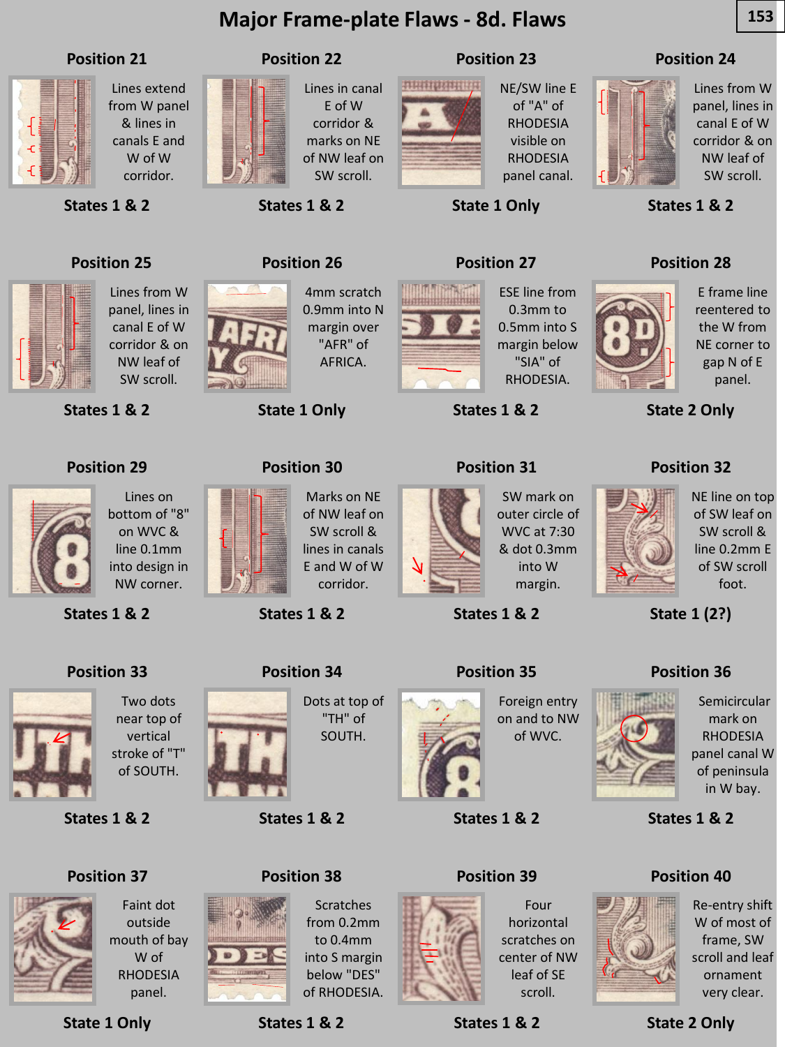# Major Frame-plate Flaws - 8d. Flaws

### Position 21

Lines extend from W panel & lines in canals E and W of W corridor.

**States 1 & 2**

### Position 22

Lines in canal E of W corridor & marks on NE of NW leaf on SW scroll.

**States 1 & 2**

### Position 23

NE/SW line E of "A" of RHODESIA visible on RHODESIA panel canal.

**State 1 Only**

### Position 24

Lines from W panel, lines in canal E of W corridor & on NW leaf of SW scroll.

**States 1 & 2**

### Position 25

Lines from W panel, lines in canal E of W corridor & on NW leaf of SW scroll.

**States 1 & 2**

### Position 26

4mm scratch 0.9mm into N margin over "AFR" of AFRICA.

**State 1 Only**

### Position 27

ESE line from 0.3mm to 0.5mm into S margin below "SIA" of RHODESIA.

**States 1 & 2**

### Position 28

E frame line reentered to the W from NE corner to gap N of E panel.

**State 2 Only**

### Position 29

Lines on bottom of "8" on WVC & line 0.1mm into design in NW corner.

**States 1 & 2**

### Position 30

Marks on NE of NW leaf on SW scroll & lines in canals E and W of W corridor.

**States 1 & 2**

### Position 31

SW mark on outer circle of WVC at 7:30 & dot 0.3mm into W margin.

**States 1 & 2**

### Position 32

NE line on top of SW leaf on SW scroll & line 0.2mm E of SW scroll foot.

**State 1 (2?)**

### Position 33

Two dots near top of vertical stroke of "T" of SOUTH.

**States 1 & 2**

### Position 34

Dots at top of "TH" of SOUTH.

**States 1 & 2**

### Position 35

Foreign entry on and to NW of WVC.

**States 1 & 2**

### Position 36

Semicircular mark on RHODESIA panel canal W of peninsula in W bay.

**States 1 & 2**

### Position 37

Faint dot outside mouth of bay W of RHODESIA panel.

**State 1 Only**

### Position 38

Scratches from 0.2mm to 0.4mm into S margin below "DES" of RHODESIA.

**States 1 & 2**

### Position 39

Four horizontal scratches on center of NW leaf of SE scroll.

**States 1 & 2**

### Position 40

Re-entry shift W of most of frame, SW scroll and leaf ornament very clear.

**State 2 Only**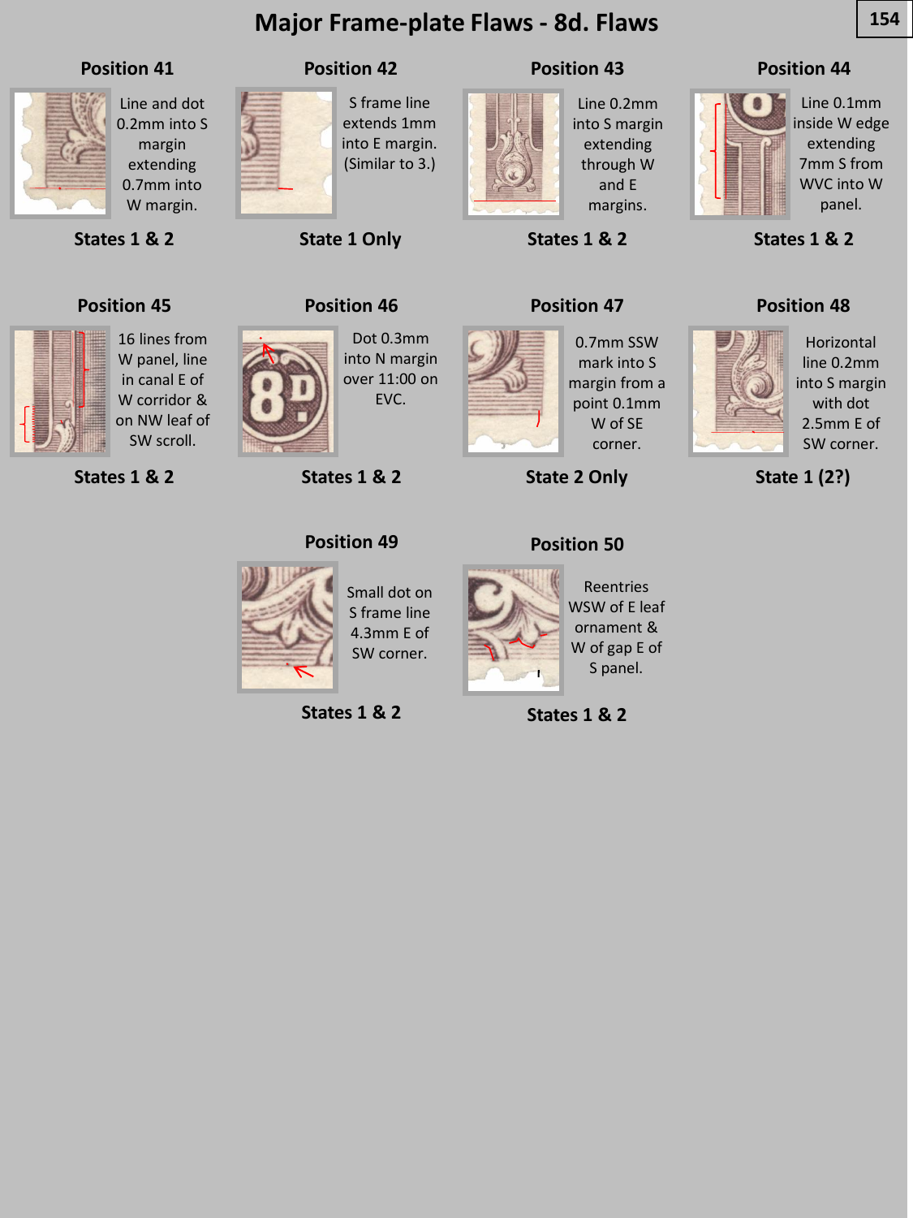# Major Frame-plate Flaws - 8d. Flaws

### Position 41

Line and dot 0.2mm into S margin extending 0.7mm into W margin.

**States 1 & 2**

### Position 42

S frame line extends 1mm into E margin. (Similar to 3.)

**State 1 Only**

### Position 43

Line 0.2mm into S margin extending through W and E margins.

**States 1 & 2**

### Position 44

Line 0.1mm inside W edge extending 7mm S from WVC into W panel.

**States 1 & 2**

### Position 45

16 lines from W panel, line in canal E of W corridor & on NW leaf of SW scroll.

**States 1 & 2**

### Position 46

Dot 0.3mm into N margin over 11:00 on EVC.

**States 1 & 2**

### Position 47

0.7mm SSW mark into S margin from a point 0.1mm W of SE corner.

**State 2 Only**

### Position 48

Horizontal line 0.2mm into S margin with dot 2.5mm E of SW corner.

**State 1 (2?)**

### Position 49

Small dot on S frame line 4.3mm E of SW corner.

**States 1 & 2**

### Position 50

Reentries WSW of E leaf ornament & W of gap E of S panel.

**States 1 & 2**